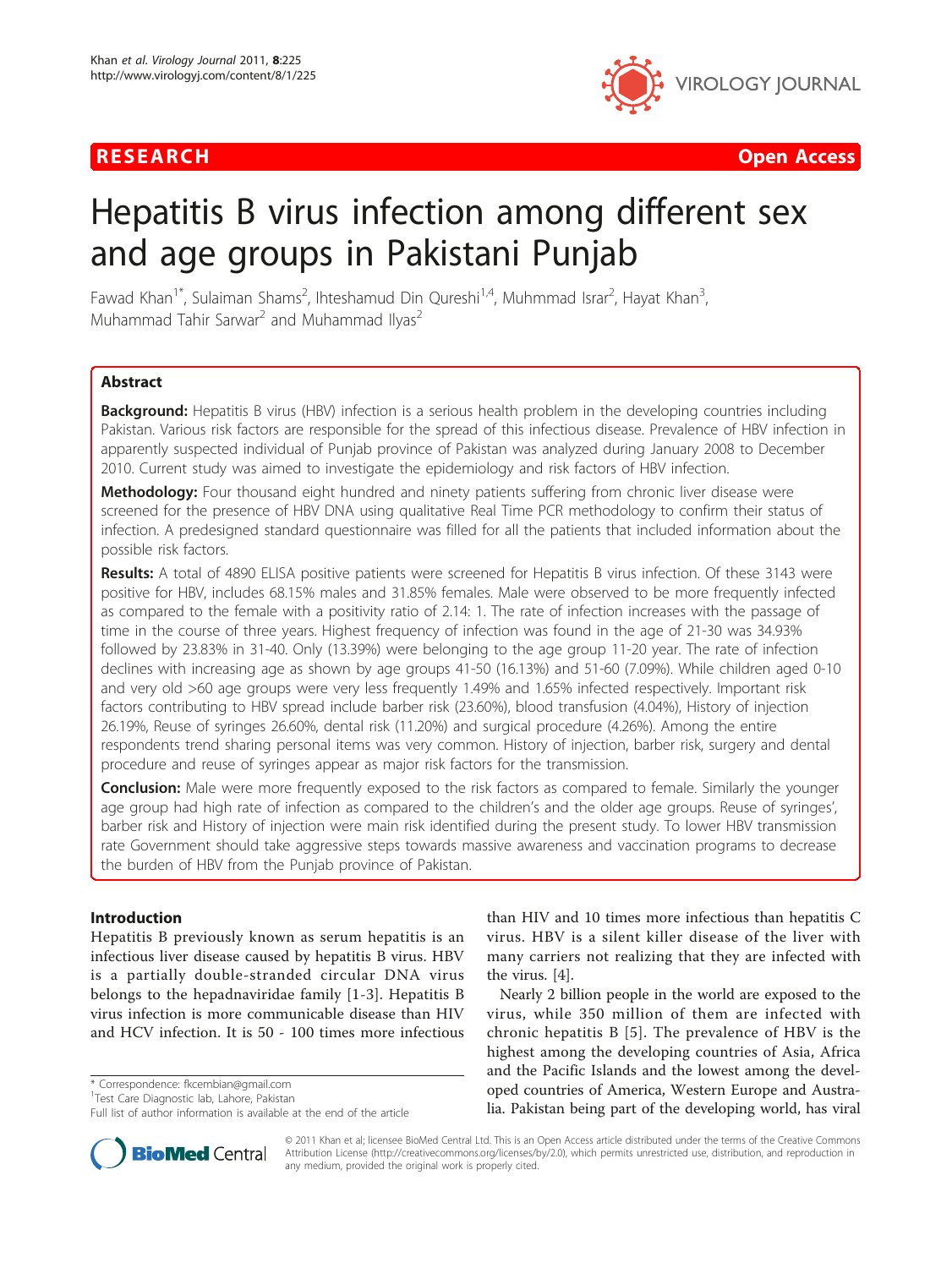RESEARCH Open Access

# Hepatitis B virus infection among different sex and age groups in Pakistani Punjab

Fawad Khan[1*], Sulaiman Shams[2], Ihteshamud Din Qureshi[1,4], Muhmmad Israr[2], Hayat Khan[3], Muhammad Tahir Sarwar[2] and Muhammad Ilyas[2]

## Abstract

**Background:** Hepatitis B virus (HBV) infection is a serious health problem in the developing countries including Pakistan. Various risk factors are responsible for the spread of this infectious disease. Prevalence of HBV infection in apparently suspected individual of Punjab province of Pakistan was analyzed during January 2008 to December 2010. Current study was aimed to investigate the epidemiology and risk factors of HBV infection.

**Methodology:** Four thousand eight hundred and ninety patients suffering from chronic liver disease were screened for the presence of HBV DNA using qualitative Real Time PCR methodology to confirm their status of infection. A predesigned standard questionnaire was filled for all the patients that included information about the possible risk factors.

**Results:** A total of 4890 ELISA positive patients were screened for Hepatitis B virus infection. Of these 3143 were positive for HBV, includes 68.15% males and 31.85% females. Male were observed to be more frequently infected as compared to the female with a positivity ratio of 2.14: 1. The rate of infection increases with the passage of time in the course of three years. Highest frequency of infection was found in the age of 21-30 was 34.93% followed by 23.83% in 31-40. Only (13.39%) were belonging to the age group 11-20 year. The rate of infection declines with increasing age as shown by age groups 41-50 (16.13%) and 51-60 (7.09%). While children aged 0-10 and very old >60 age groups were very less frequently 1.49% and 1.65% infected respectively. Important risk factors contributing to HBV spread include barber risk (23.60%), blood transfusion (4.04%), History of injection 26.19%, Reuse of syringes 26.60%, dental risk (11.20%) and surgical procedure (4.26%). Among the entire respondents trend sharing personal items was very common. History of injection, barber risk, surgery and dental procedure and reuse of syringes appear as major risk factors for the transmission.

**Conclusion:** Male were more frequently exposed to the risk factors as compared to female. Similarly the younger age group had high rate of infection as compared to the children's and the older age groups. Reuse of syringes', barber risk and History of injection were main risk identified during the present study. To lower HBV transmission rate Government should take aggressive steps towards massive awareness and vaccination programs to decrease the burden of HBV from the Punjab province of Pakistan.

## Introduction

Hepatitis B previously known as serum hepatitis is an infectious liver disease caused by hepatitis B virus. HBV is a partially double-stranded circular DNA virus belongs to the hepadnaviridae family [1-3]. Hepatitis B virus infection is more communicable disease than HIV and HCV infection. It is 50 - 100 times more infectious than HIV and 10 times more infectious than hepatitis C virus. HBV is a silent killer disease of the liver with many carriers not realizing that they are infected with the virus. [4].

Nearly 2 billion people in the world are exposed to the virus, while 350 million of them are infected with chronic hepatitis B [5]. The prevalence of HBV is the highest among the developing countries of Asia, Africa and the Pacific Islands and the lowest among the developed countries of America, Western Europe and Australia. Pakistan being part of the developing world, has viral

* Correspondence: fkcembian@gmail.com
[1]Test Care Diagnostic lab, Lahore, Pakistan
Full list of author information is available at the end of the article

© 2011 Khan et al; licensee BioMed Central Ltd. This is an Open Access article distributed under the terms of the Creative Commons Attribution License (http://creativecommons.org/licenses/by/2.0), which permits unrestricted use, distribution, and reproduction in any medium, provided the original work is properly cited.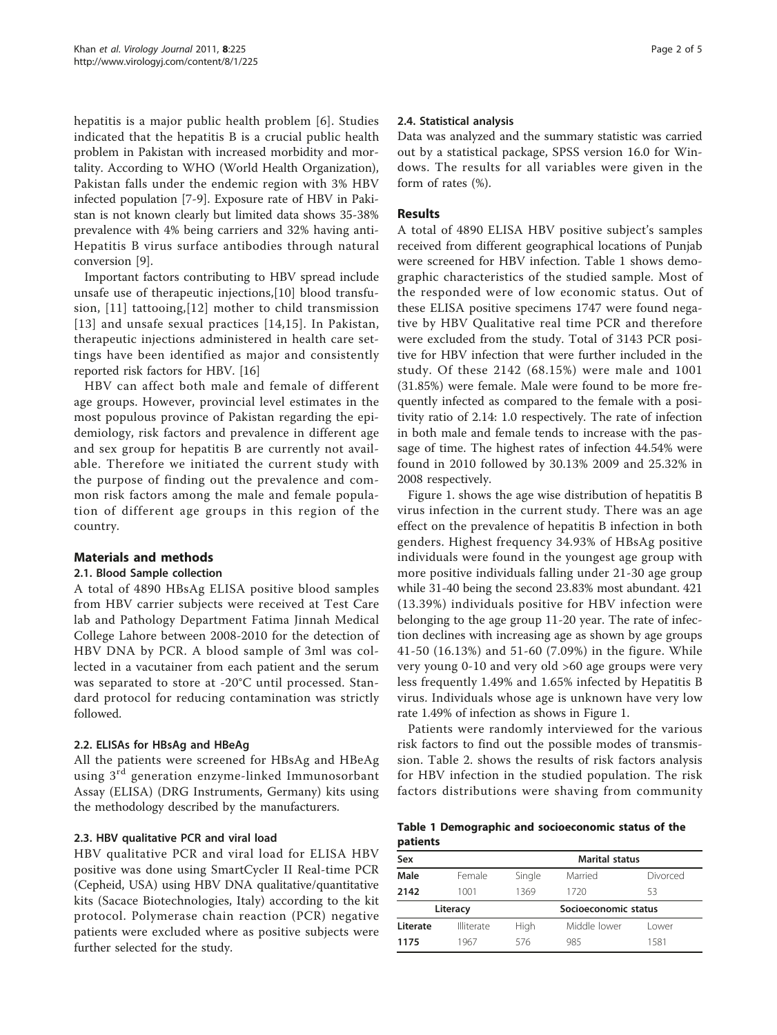hepatitis is a major public health problem [6]. Studies indicated that the hepatitis B is a crucial public health problem in Pakistan with increased morbidity and mortality. According to WHO (World Health Organization), Pakistan falls under the endemic region with 3% HBV infected population [7-9]. Exposure rate of HBV in Pakistan is not known clearly but limited data shows 35-38% prevalence with 4% being carriers and 32% having anti-Hepatitis B virus surface antibodies through natural conversion [9].

Important factors contributing to HBV spread include unsafe use of therapeutic injections,[10] blood transfusion, [11] tattooing,[12] mother to child transmission [13] and unsafe sexual practices [14,15]. In Pakistan, therapeutic injections administered in health care settings have been identified as major and consistently reported risk factors for HBV. [16]

HBV can affect both male and female of different age groups. However, provincial level estimates in the most populous province of Pakistan regarding the epidemiology, risk factors and prevalence in different age and sex group for hepatitis B are currently not available. Therefore we initiated the current study with the purpose of finding out the prevalence and common risk factors among the male and female population of different age groups in this region of the country.

## Materials and methods

### 2.1. Blood Sample collection

A total of 4890 HBsAg ELISA positive blood samples from HBV carrier subjects were received at Test Care lab and Pathology Department Fatima Jinnah Medical College Lahore between 2008-2010 for the detection of HBV DNA by PCR. A blood sample of 3ml was collected in a vacutainer from each patient and the serum was separated to store at -20°C until processed. Standard protocol for reducing contamination was strictly followed.

### 2.2. ELISAs for HBsAg and HBeAg

All the patients were screened for HBsAg and HBeAg using 3rd generation enzyme-linked Immunosorbant Assay (ELISA) (DRG Instruments, Germany) kits using the methodology described by the manufacturers.

### 2.3. HBV qualitative PCR and viral load

HBV qualitative PCR and viral load for ELISA HBV positive was done using SmartCycler II Real-time PCR (Cepheid, USA) using HBV DNA qualitative/quantitative kits (Sacace Biotechnologies, Italy) according to the kit protocol. Polymerase chain reaction (PCR) negative patients were excluded where as positive subjects were further selected for the study.

### 2.4. Statistical analysis

Data was analyzed and the summary statistic was carried out by a statistical package, SPSS version 16.0 for Windows. The results for all variables were given in the form of rates (%).

## Results

A total of 4890 ELISA HBV positive subject's samples received from different geographical locations of Punjab were screened for HBV infection. Table 1 shows demographic characteristics of the studied sample. Most of the responded were of low economic status. Out of these ELISA positive specimens 1747 were found negative by HBV Qualitative real time PCR and therefore were excluded from the study. Total of 3143 PCR positive for HBV infection that were further included in the study. Of these 2142 (68.15%) were male and 1001 (31.85%) were female. Male were found to be more frequently infected as compared to the female with a positivity ratio of 2.14: 1.0 respectively. The rate of infection in both male and female tends to increase with the passage of time. The highest rates of infection 44.54% were found in 2010 followed by 30.13% 2009 and 25.32% in 2008 respectively.

Figure 1. shows the age wise distribution of hepatitis B virus infection in the current study. There was an age effect on the prevalence of hepatitis B infection in both genders. Highest frequency 34.93% of HBsAg positive individuals were found in the youngest age group with more positive individuals falling under 21-30 age group while 31-40 being the second 23.83% most abundant. 421 (13.39%) individuals positive for HBV infection were belonging to the age group 11-20 year. The rate of infection declines with increasing age as shown by age groups 41-50 (16.13%) and 51-60 (7.09%) in the figure. While very young 0-10 and very old >60 age groups were very less frequently 1.49% and 1.65% infected by Hepatitis B virus. Individuals whose age is unknown have very low rate 1.49% of infection as shows in Figure 1.

Patients were randomly interviewed for the various risk factors to find out the possible modes of transmission. Table 2. shows the results of risk factors analysis for HBV infection in the studied population. The risk factors distributions were shaving from community

**Table 1 Demographic and socioeconomic status of the patients**

| Sex | | Marital status | | |
|---|---|---|---|---|
| **Male** | Female | Single | Married | Divorced |
| **2142** | 1001 | 1369 | 1720 | 53 |
| **Literacy** | | **Socioeconomic status** | | |
| **Literate** | Illiterate | High | Middle lower | Lower |
| **1175** | 1967 | 576 | 985 | 1581 |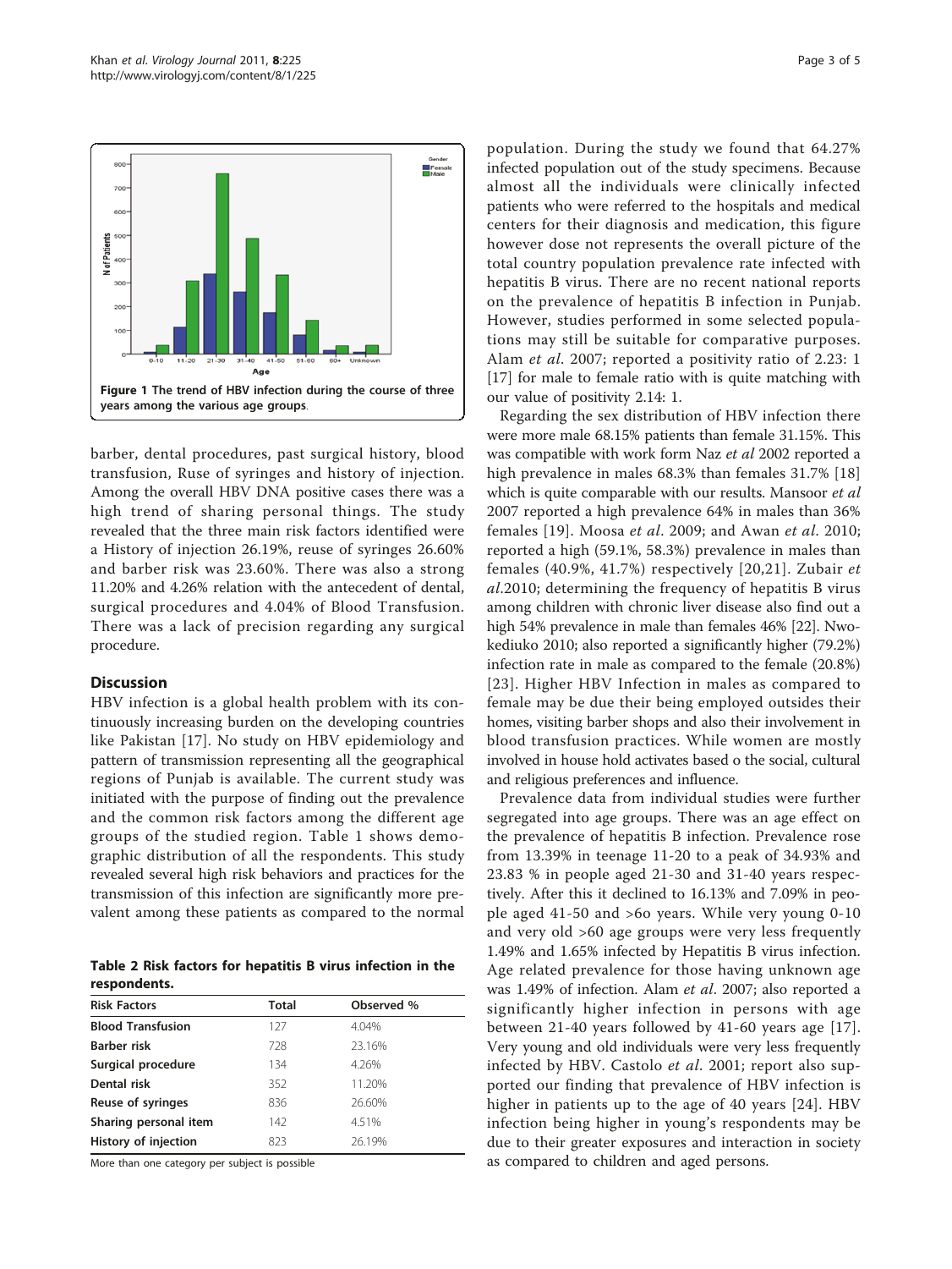Figure 1 The trend of HBV infection during the course of three years among the various age groups.

barber, dental procedures, past surgical history, blood transfusion, Ruse of syringes and history of injection. Among the overall HBV DNA positive cases there was a high trend of sharing personal things. The study revealed that the three main risk factors identified were a History of injection 26.19%, reuse of syringes 26.60% and barber risk was 23.60%. There was also a strong 11.20% and 4.26% relation with the antecedent of dental, surgical procedures and 4.04% of Blood Transfusion. There was a lack of precision regarding any surgical procedure.

## Discussion

HBV infection is a global health problem with its continuously increasing burden on the developing countries like Pakistan [17]. No study on HBV epidemiology and pattern of transmission representing all the geographical regions of Punjab is available. The current study was initiated with the purpose of finding out the prevalence and the common risk factors among the different age groups of the studied region. Table 1 shows demographic distribution of all the respondents. This study revealed several high risk behaviors and practices for the transmission of this infection are significantly more prevalent among these patients as compared to the normal

**Table 2 Risk factors for hepatitis B virus infection in the respondents.**

| Risk Factors | Total | Observed % |
|---|---|---|
| **Blood Transfusion** | 127 | 4.04% |
| **Barber risk** | 728 | 23.16% |
| **Surgical procedure** | 134 | 4.26% |
| **Dental risk** | 352 | 11.20% |
| **Reuse of syringes** | 836 | 26.60% |
| **Sharing personal item** | 142 | 4.51% |
| **History of injection** | 823 | 26.19% |

More than one category per subject is possible

population. During the study we found that 64.27% infected population out of the study specimens. Because almost all the individuals were clinically infected patients who were referred to the hospitals and medical centers for their diagnosis and medication, this figure however dose not represents the overall picture of the total country population prevalence rate infected with hepatitis B virus. There are no recent national reports on the prevalence of hepatitis B infection in Punjab. However, studies performed in some selected populations may still be suitable for comparative purposes. Alam *et al*. 2007; reported a positivity ratio of 2.23: 1 [17] for male to female ratio with is quite matching with our value of positivity 2.14: 1.

Regarding the sex distribution of HBV infection there were more male 68.15% patients than female 31.15%. This was compatible with work form Naz *et al* 2002 reported a high prevalence in males 68.3% than females 31.7% [18] which is quite comparable with our results. Mansoor *et al* 2007 reported a high prevalence 64% in males than 36% females [19]. Moosa *et al*. 2009; and Awan *et al*. 2010; reported a high (59.1%, 58.3%) prevalence in males than females (40.9%, 41.7%) respectively [20,21]. Zubair *et al*.2010; determining the frequency of hepatitis B virus among children with chronic liver disease also find out a high 54% prevalence in male than females 46% [22]. Nwokediuko 2010; also reported a significantly higher (79.2%) infection rate in male as compared to the female (20.8%) [23]. Higher HBV Infection in males as compared to female may be due their being employed outsides their homes, visiting barber shops and also their involvement in blood transfusion practices. While women are mostly involved in house hold activates based o the social, cultural and religious preferences and influence.

Prevalence data from individual studies were further segregated into age groups. There was an age effect on the prevalence of hepatitis B infection. Prevalence rose from 13.39% in teenage 11-20 to a peak of 34.93% and 23.83 % in people aged 21-30 and 31-40 years respectively. After this it declined to 16.13% and 7.09% in people aged 41-50 and >6o years. While very young 0-10 and very old >60 age groups were very less frequently 1.49% and 1.65% infected by Hepatitis B virus infection. Age related prevalence for those having unknown age was 1.49% of infection. Alam *et al*. 2007; also reported a significantly higher infection in persons with age between 21-40 years followed by 41-60 years age [17]. Very young and old individuals were very less frequently infected by HBV. Castolo *et al*. 2001; report also supported our finding that prevalence of HBV infection is higher in patients up to the age of 40 years [24]. HBV infection being higher in young's respondents may be due to their greater exposures and interaction in society as compared to children and aged persons.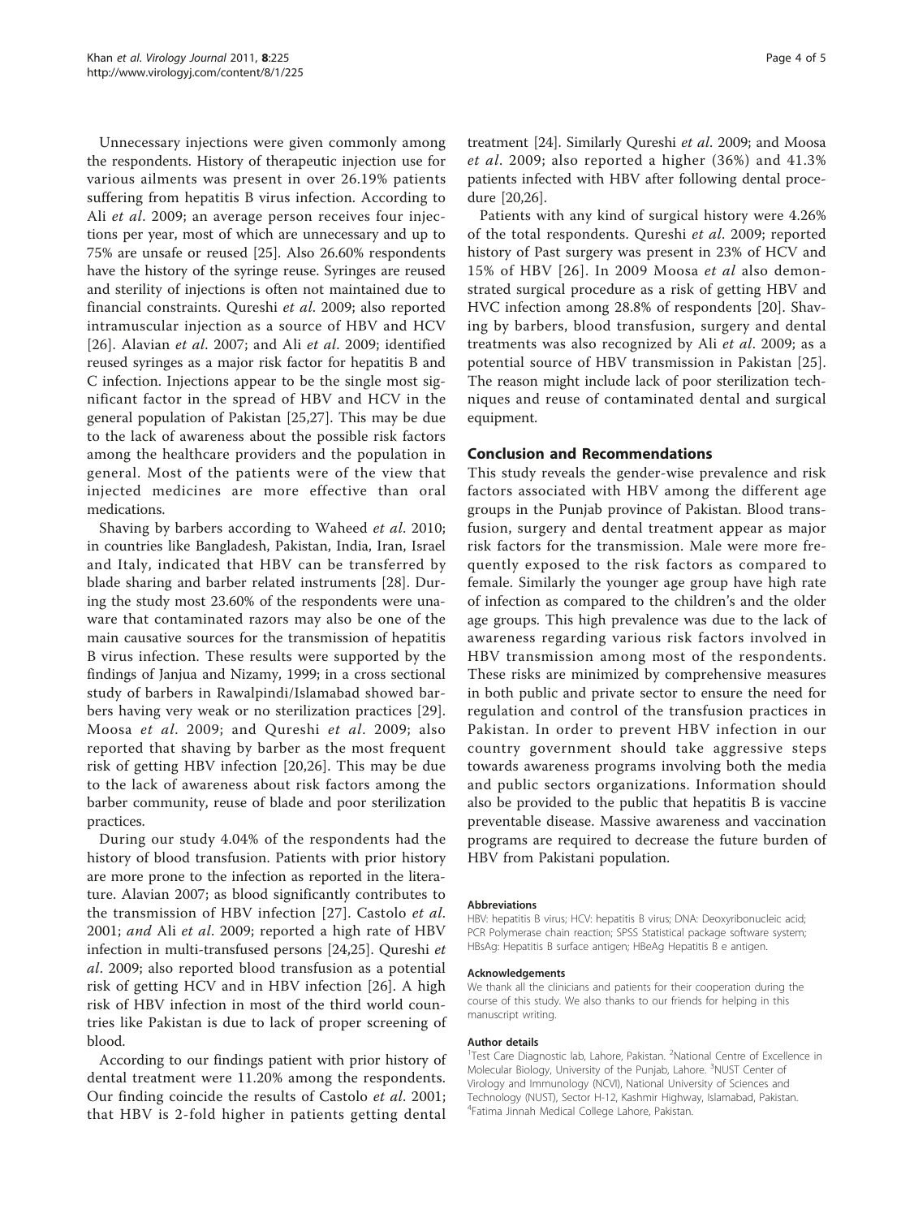Unnecessary injections were given commonly among the respondents. History of therapeutic injection use for various ailments was present in over 26.19% patients suffering from hepatitis B virus infection. According to Ali *et al*. 2009; an average person receives four injections per year, most of which are unnecessary and up to 75% are unsafe or reused [25]. Also 26.60% respondents have the history of the syringe reuse. Syringes are reused and sterility of injections is often not maintained due to financial constraints. Qureshi *et al*. 2009; also reported intramuscular injection as a source of HBV and HCV [26]. Alavian *et al*. 2007; and Ali *et al*. 2009; identified reused syringes as a major risk factor for hepatitis B and C infection. Injections appear to be the single most significant factor in the spread of HBV and HCV in the general population of Pakistan [25,27]. This may be due to the lack of awareness about the possible risk factors among the healthcare providers and the population in general. Most of the patients were of the view that injected medicines are more effective than oral medications.

Shaving by barbers according to Waheed *et al*. 2010; in countries like Bangladesh, Pakistan, India, Iran, Israel and Italy, indicated that HBV can be transferred by blade sharing and barber related instruments [28]. During the study most 23.60% of the respondents were unaware that contaminated razors may also be one of the main causative sources for the transmission of hepatitis B virus infection. These results were supported by the findings of Janjua and Nizamy, 1999; in a cross sectional study of barbers in Rawalpindi/Islamabad showed barbers having very weak or no sterilization practices [29]. Moosa *et al*. 2009; and Qureshi *et al*. 2009; also reported that shaving by barber as the most frequent risk of getting HBV infection [20,26]. This may be due to the lack of awareness about risk factors among the barber community, reuse of blade and poor sterilization practices.

During our study 4.04% of the respondents had the history of blood transfusion. Patients with prior history are more prone to the infection as reported in the literature. Alavian 2007; as blood significantly contributes to the transmission of HBV infection [27]. Castolo *et al*. 2001; *and* Ali *et al*. 2009; reported a high rate of HBV infection in multi-transfused persons [24,25]. Qureshi *et al*. 2009; also reported blood transfusion as a potential risk of getting HCV and in HBV infection [26]. A high risk of HBV infection in most of the third world countries like Pakistan is due to lack of proper screening of blood.

According to our findings patient with prior history of dental treatment were 11.20% among the respondents. Our finding coincide the results of Castolo *et al*. 2001; that HBV is 2-fold higher in patients getting dental treatment [24]. Similarly Qureshi *et al*. 2009; and Moosa *et al*. 2009; also reported a higher (36%) and 41.3% patients infected with HBV after following dental procedure [20,26].

Patients with any kind of surgical history were 4.26% of the total respondents. Qureshi *et al*. 2009; reported history of Past surgery was present in 23% of HCV and 15% of HBV [26]. In 2009 Moosa *et al* also demonstrated surgical procedure as a risk of getting HBV and HVC infection among 28.8% of respondents [20]. Shaving by barbers, blood transfusion, surgery and dental treatments was also recognized by Ali *et al*. 2009; as a potential source of HBV transmission in Pakistan [25]. The reason might include lack of poor sterilization techniques and reuse of contaminated dental and surgical equipment.

## Conclusion and Recommendations

This study reveals the gender-wise prevalence and risk factors associated with HBV among the different age groups in the Punjab province of Pakistan. Blood transfusion, surgery and dental treatment appear as major risk factors for the transmission. Male were more frequently exposed to the risk factors as compared to female. Similarly the younger age group have high rate of infection as compared to the children's and the older age groups. This high prevalence was due to the lack of awareness regarding various risk factors involved in HBV transmission among most of the respondents. These risks are minimized by comprehensive measures in both public and private sector to ensure the need for regulation and control of the transfusion practices in Pakistan. In order to prevent HBV infection in our country government should take aggressive steps towards awareness programs involving both the media and public sectors organizations. Information should also be provided to the public that hepatitis B is vaccine preventable disease. Massive awareness and vaccination programs are required to decrease the future burden of HBV from Pakistani population.

#### Abbreviations

HBV: hepatitis B virus; HCV: hepatitis B virus; DNA: Deoxyribonucleic acid; PCR Polymerase chain reaction; SPSS Statistical package software system; HBsAg: Hepatitis B surface antigen; HBeAg Hepatitis B e antigen.

#### Acknowledgements

We thank all the clinicians and patients for their cooperation during the course of this study. We also thanks to our friends for helping in this manuscript writing.

#### Author details

[1]Test Care Diagnostic lab, Lahore, Pakistan. [2]National Centre of Excellence in Molecular Biology, University of the Punjab, Lahore. [3]NUST Center of Virology and Immunology (NCVI), National University of Sciences and Technology (NUST), Sector H-12, Kashmir Highway, Islamabad, Pakistan. [4]Fatima Jinnah Medical College Lahore, Pakistan.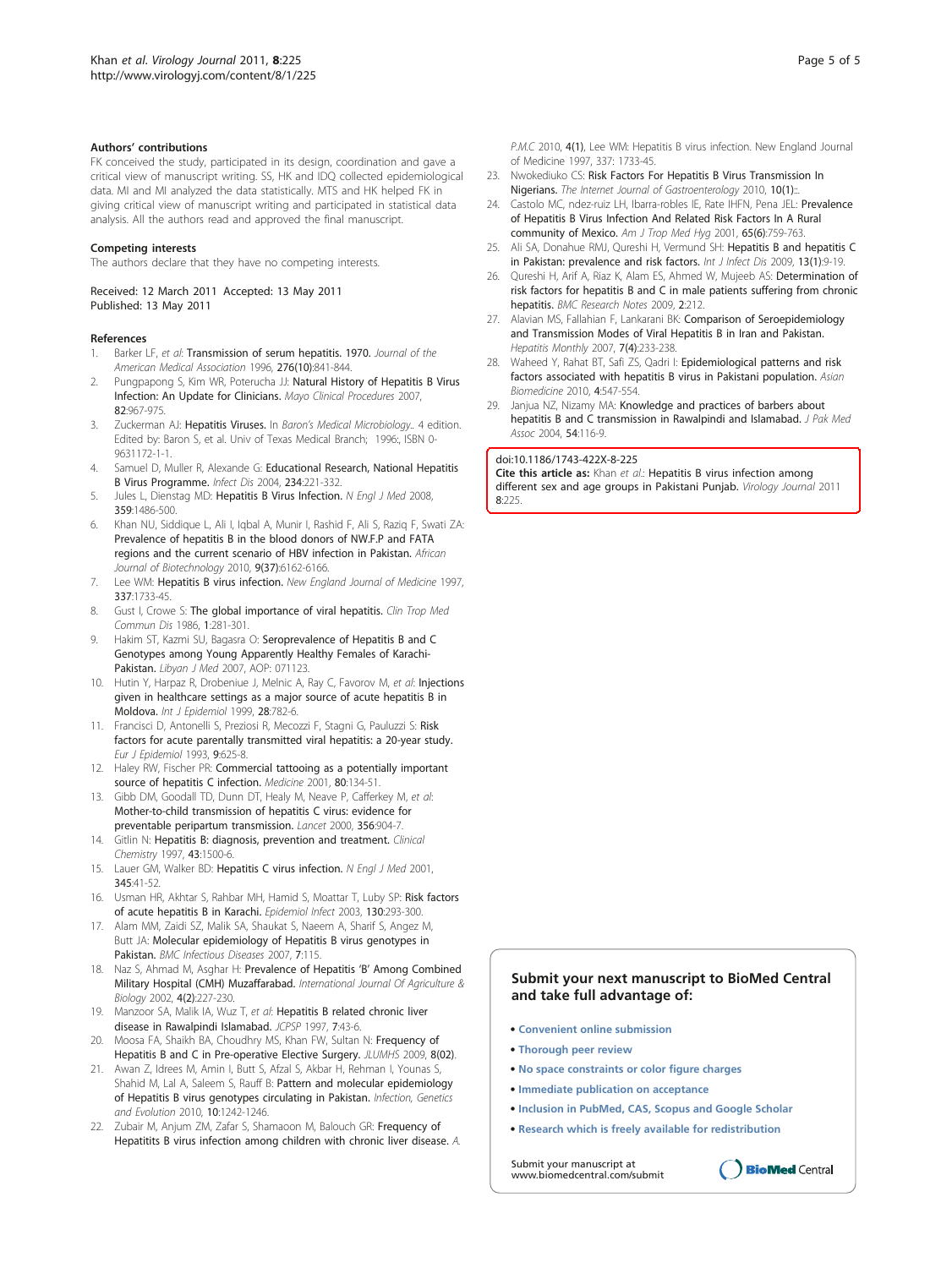#### Authors' contributions

FK conceived the study, participated in its design, coordination and gave a critical view of manuscript writing. SS, HK and IDQ collected epidemiological data. MI and MI analyzed the data statistically. MTS and HK helped FK in giving critical view of manuscript writing and participated in statistical data analysis. All the authors read and approved the final manuscript.

#### Competing interests

The authors declare that they have no competing interests.

Received: 12 March 2011 Accepted: 13 May 2011
Published: 13 May 2011

#### References

1. Barker LF, *et al*: **Transmission of serum hepatitis. 1970.** *Journal of the American Medical Association* 1996, **276(10)**:841-844.
2. Pungpapong S, Kim WR, Poterucha JJ: **Natural History of Hepatitis B Virus Infection: An Update for Clinicians.** *Mayo Clinical Procedures* 2007, **82**:967-975.
3. Zuckerman AJ: **Hepatitis Viruses.** In *Baron's Medical Microbiology.*. 4 edition. Edited by: Baron S, et al. Univ of Texas Medical Branch; 1996:, ISBN 0-9631172-1-1.
4. Samuel D, Muller R, Alexande G: **Educational Research, National Hepatitis B Virus Programme.** *Infect Dis* 2004, **234**:221-332.
5. Jules L, Dienstag MD: **Hepatitis B Virus Infection.** *N Engl J Med* 2008, **359**:1486-500.
6. Khan NU, Siddique L, Ali I, Iqbal A, Munir I, Rashid F, Ali S, Raziq F, Swati ZA: **Prevalence of hepatitis B in the blood donors of NW.F.P and FATA regions and the current scenario of HBV infection in Pakistan.** *African Journal of Biotechnology* 2010, **9(37)**:6162-6166.
7. Lee WM: **Hepatitis B virus infection.** *New England Journal of Medicine* 1997, **337**:1733-45.
8. Gust I, Crowe S: **The global importance of viral hepatitis.** *Clin Trop Med Commun Dis* 1986, **1**:281-301.
9. Hakim ST, Kazmi SU, Bagasra O: **Seroprevalence of Hepatitis B and C Genotypes among Young Apparently Healthy Females of Karachi-Pakistan.** *Libyan J Med* 2007, AOP: 071123.
10. Hutin Y, Harpaz R, Drobeniue J, Melnic A, Ray C, Favorov M, *et al*: **Injections given in healthcare settings as a major source of acute hepatitis B in Moldova.** *Int J Epidemiol* 1999, **28**:782-6.
11. Francisci D, Antonelli S, Preziosi R, Mecozzi F, Stagni G, Pauluzzi S: **Risk factors for acute parentally transmitted viral hepatitis: a 20-year study.** *Eur J Epidemiol* 1993, **9**:625-8.
12. Haley RW, Fischer PR: **Commercial tattooing as a potentially important source of hepatitis C infection.** *Medicine* 2001, **80**:134-51.
13. Gibb DM, Goodall TD, Dunn DT, Healy M, Neave P, Cafferkey M, *et al*: **Mother-to-child transmission of hepatitis C virus: evidence for preventable peripartum transmission.** *Lancet* 2000, **356**:904-7.
14. Gitlin N: **Hepatitis B: diagnosis, prevention and treatment.** *Clinical Chemistry* 1997, **43**:1500-6.
15. Lauer GM, Walker BD: **Hepatitis C virus infection.** *N Engl J Med* 2001, **345**:41-52.
16. Usman HR, Akhtar S, Rahbar MH, Hamid S, Moattar T, Luby SP: **Risk factors of acute hepatitis B in Karachi.** *Epidemiol Infect* 2003, **130**:293-300.
17. Alam MM, Zaidi SZ, Malik SA, Shaukat S, Naeem A, Sharif S, Angez M, Butt JA: **Molecular epidemiology of Hepatitis B virus genotypes in Pakistan.** *BMC Infectious Diseases* 2007, **7**:115.
18. Naz S, Ahmad M, Asghar H: **Prevalence of Hepatitis 'B' Among Combined Military Hospital (CMH) Muzaffarabad.** *International Journal Of Agriculture & Biology* 2002, **4(2)**:227-230.
19. Manzoor SA, Malik IA, Wuz T, *et al*: **Hepatitis B related chronic liver disease in Rawalpindi Islamabad.** *JCPSP* 1997, **7**:43-6.
20. Moosa FA, Shaikh BA, Choudhry MS, Khan FW, Sultan N: **Frequency of Hepatitis B and C in Pre-operative Elective Surgery.** *JLUMHS* 2009, **8(02)**.
21. Awan Z, Idrees M, Amin I, Butt S, Afzal S, Akbar H, Rehman I, Younas S, Shahid M, Lal A, Saleem S, Rauff B: **Pattern and molecular epidemiology of Hepatitis B virus genotypes circulating in Pakistan.** *Infection, Genetics and Evolution* 2010, **10**:1242-1246.
22. Zubair M, Anjum ZM, Zafar S, Shamaoon M, Balouch GR: **Frequency of Hepatitits B virus infection among children with chronic liver disease.** *A. P.M.C* 2010, **4(1)**, Lee WM: Hepatitis B virus infection. New England Journal of Medicine 1997, 337: 1733-45.
23. Nwokediuko CS: **Risk Factors For Hepatitis B Virus Transmission In Nigerians.** *The Internet Journal of Gastroenterology* 2010, **10(1)**:.
24. Castolo MC, ndez-ruiz LH, Ibarra-robles IE, Rate IHFN, Pena JEL: **Prevalence of Hepatitis B Virus Infection And Related Risk Factors In A Rural community of Mexico.** *Am J Trop Med Hyg* 2001, **65(6)**:759-763.
25. Ali SA, Donahue RMJ, Qureshi H, Vermund SH: **Hepatitis B and hepatitis C in Pakistan: prevalence and risk factors.** *Int J Infect Dis* 2009, **13(1)**:9-19.
26. Qureshi H, Arif A, Riaz K, Alam ES, Ahmed W, Mujeeb AS: **Determination of risk factors for hepatitis B and C in male patients suffering from chronic hepatitis.** *BMC Research Notes* 2009, **2**:212.
27. Alavian MS, Fallahian F, Lankarani BK: **Comparison of Seroepidemiology and Transmission Modes of Viral Hepatitis B in Iran and Pakistan.** *Hepatitis Monthly* 2007, **7(4)**:233-238.
28. Waheed Y, Rahat BT, Safi ZS, Qadri I: **Epidemiological patterns and risk factors associated with hepatitis B virus in Pakistani population.** *Asian Biomedicine* 2010, **4**:547-554.
29. Janjua NZ, Nizamy MA: **Knowledge and practices of barbers about hepatitis B and C transmission in Rawalpindi and Islamabad.** *J Pak Med Assoc* 2004, **54**:116-9.

doi:10.1186/1743-422X-8-225
**Cite this article as:** Khan *et al.*: Hepatitis B virus infection among different sex and age groups in Pakistani Punjab. *Virology Journal* 2011 **8**:225.